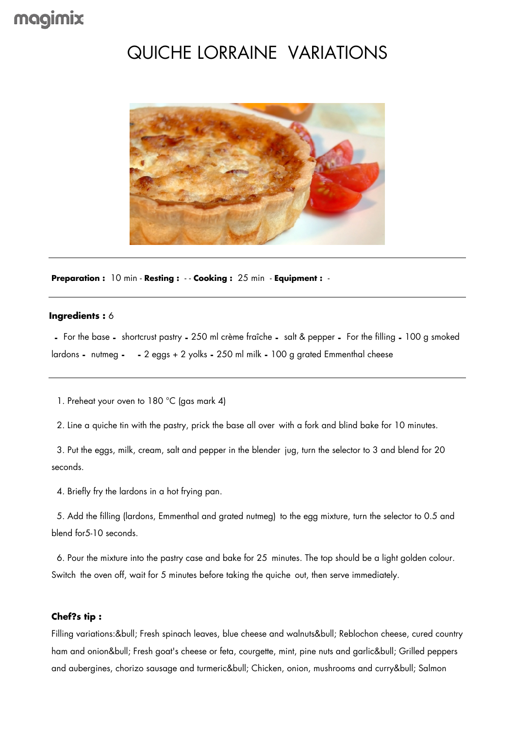magimix

# QUICHE LORRAINE  VARIATIONS

---

**Preparation :** 10 min - **Resting :** - - **Cooking :** 25 min - **Equipment :** -

---

**Ingredients :** 6

- For the base - shortcrust pastry - 250 ml crème fraîche - salt & pepper - For the filling - 100 g smoked lardons - nutmeg - - 2 eggs + 2 yolks - 250 ml milk - 100 g grated Emmenthal cheese

---

1. Preheat your oven to 180 °C (gas mark 4)

2. Line a quiche tin with the pastry, prick the base all over with a fork and blind bake for 10 minutes.

3. Put the eggs, milk, cream, salt and pepper in the blender jug, turn the selector to 3 and blend for 20 seconds.

4. Briefly fry the lardons in a hot frying pan.

5. Add the filling (lardons, Emmenthal and grated nutmeg) to the egg mixture, turn the selector to 0.5 and blend for5-10 seconds.

6. Pour the mixture into the pastry case and bake for 25 minutes. The top should be a light golden colour. Switch the oven off, wait for 5 minutes before taking the quiche out, then serve immediately.

**Chef?s tip :**

Filling variations:&bull; Fresh spinach leaves, blue cheese and walnuts&bull; Reblochon cheese, cured country ham and onion&bull; Fresh goat's cheese or feta, courgette, mint, pine nuts and garlic&bull; Grilled peppers and aubergines, chorizo sausage and turmeric&bull; Chicken, onion, mushrooms and curry&bull; Salmon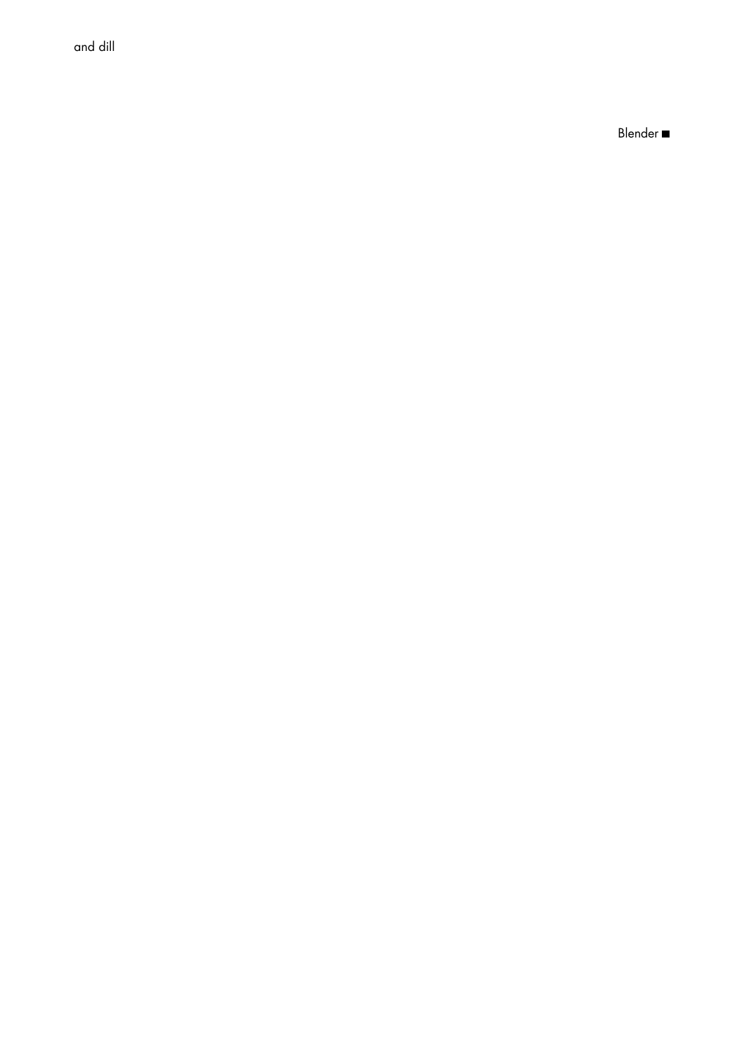and dill

Blender ■